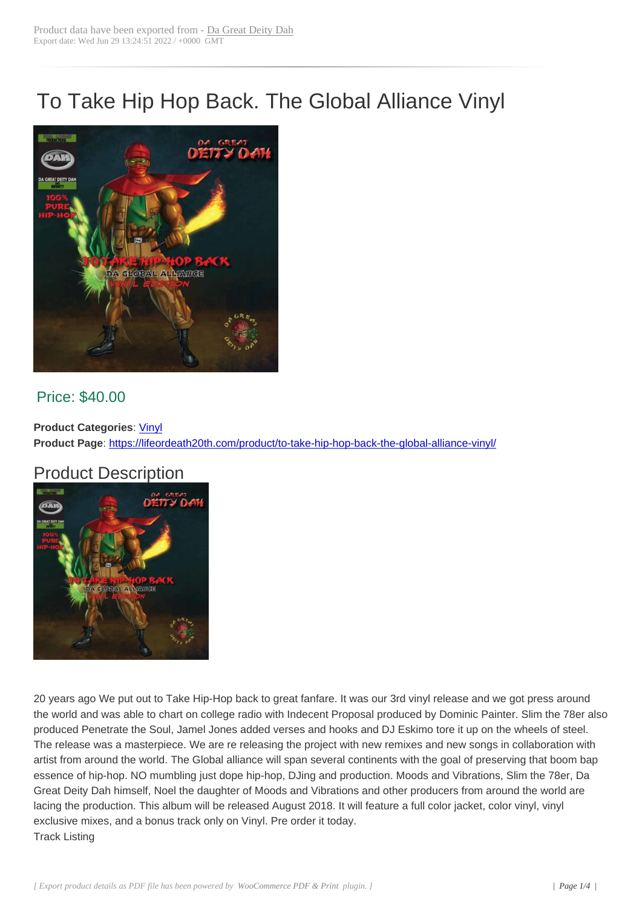# To Take Hip Hop Back. The Global Alliance Vinyl

Price: $40.00

**Product Categories**: Vinyl
**Product Page**: https://lifeordeath20th.com/product/to-take-hip-hop-back-the-global-alliance-vinyl/

## Product Description

20 years ago We put out to Take Hip-Hop back to great fanfare. It was our 3rd vinyl release and we got press around the world and was able to chart on college radio with Indecent Proposal produced by Dominic Painter. Slim the 78er also produced Penetrate the Soul, Jamel Jones added verses and hooks and DJ Eskimo tore it up on the wheels of steel. The release was a masterpiece. We are re releasing the project with new remixes and new songs in collaboration with artist from around the world. The Global alliance will span several continents with the goal of preserving that boom bap essence of hip-hop. NO mumbling just dope hip-hop, DJing and production. Moods and Vibrations, Slim the 78er, Da Great Deity Dah himself, Noel the daughter of Moods and Vibrations and other producers from around the world are lacing the production. This album will be released August 2018. It will feature a full color jacket, color vinyl, vinyl exclusive mixes, and a bonus track only on Vinyl. Pre order it today.
Track Listing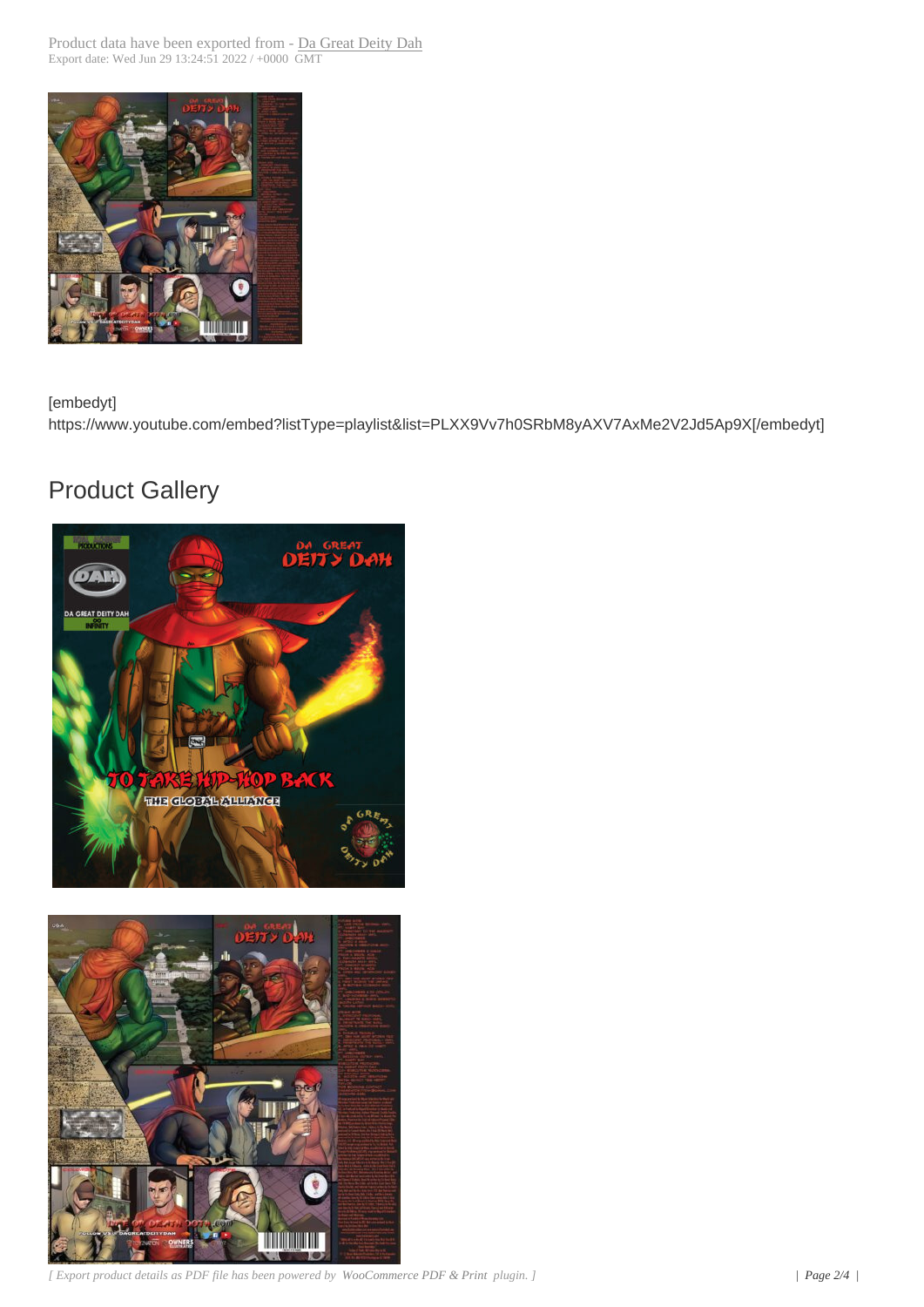[embedyt] https://www.youtube.com/embed?listType=playlist&list=PLXX9Vv7h0SRbM8yAXV7AxMe2V2Jd5Ap9X[/embedyt]

## Product Gallery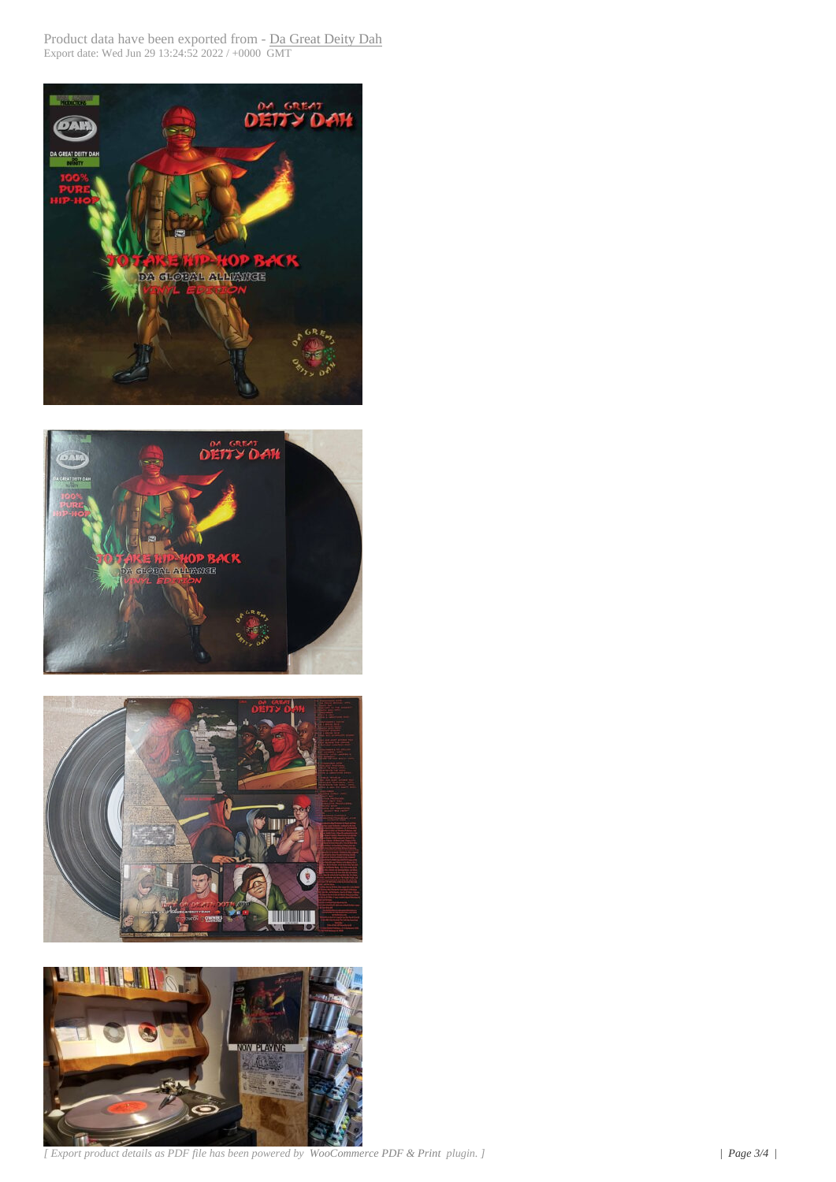Product data have been exported from - Da Great Deity Dah
Export date: Wed Jun 29 13:24:52 2022 / +0000 GMT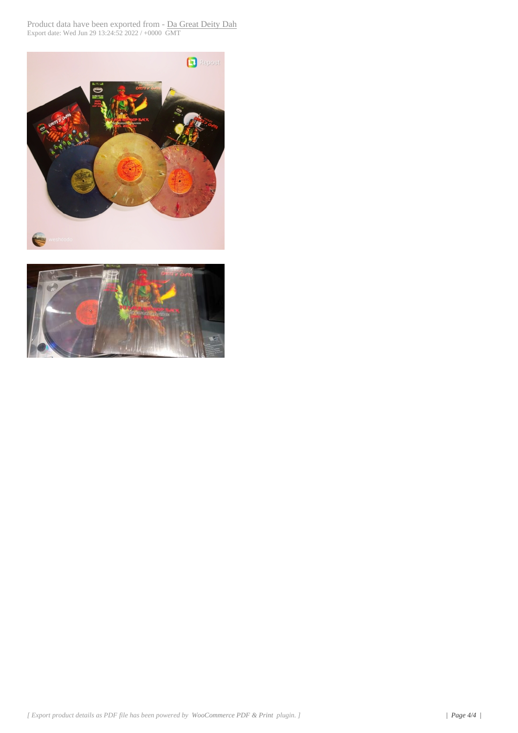Product data have been exported from - Da Great Deity Dah
Export date: Wed Jun 29 13:24:52 2022 / +0000 GMT